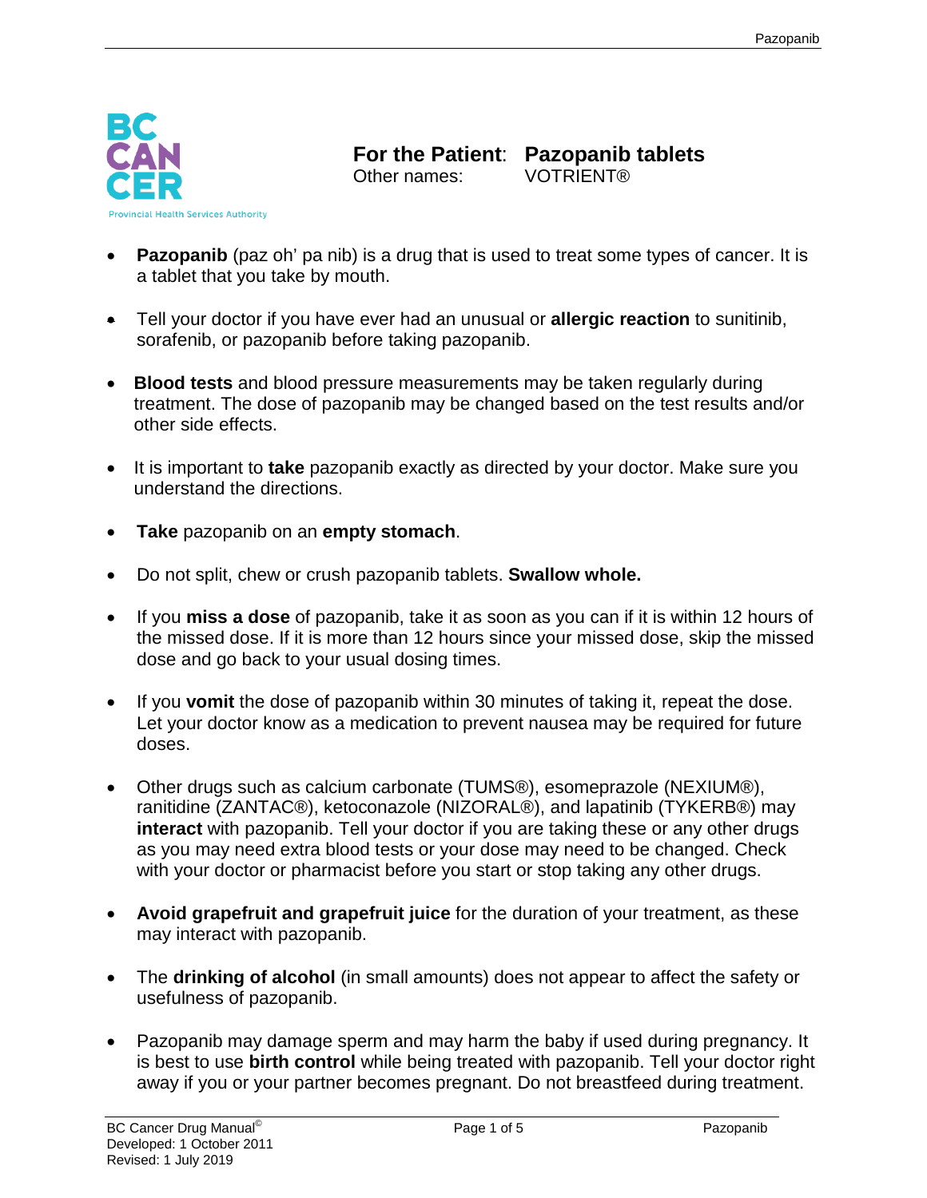# For the Patient: Pazopanib tablets

Other names: VOTRIENT®

- **Pazopanib** (paz oh' pa nib) is a drug that is used to treat some types of cancer. It is a tablet that you take by mouth.
- Tell your doctor if you have ever had an unusual or **allergic reaction** to sunitinib, sorafenib, or pazopanib before taking pazopanib.
- **Blood tests** and blood pressure measurements may be taken regularly during treatment. The dose of pazopanib may be changed based on the test results and/or other side effects.
- It is important to **take** pazopanib exactly as directed by your doctor. Make sure you understand the directions.
- **Take** pazopanib on an **empty stomach**.
- Do not split, chew or crush pazopanib tablets. **Swallow whole.**
- If you **miss a dose** of pazopanib, take it as soon as you can if it is within 12 hours of the missed dose. If it is more than 12 hours since your missed dose, skip the missed dose and go back to your usual dosing times.
- If you **vomit** the dose of pazopanib within 30 minutes of taking it, repeat the dose. Let your doctor know as a medication to prevent nausea may be required for future doses.
- Other drugs such as calcium carbonate (TUMS®), esomeprazole (NEXIUM®), ranitidine (ZANTAC®), ketoconazole (NIZORAL®), and lapatinib (TYKERB®) may **interact** with pazopanib. Tell your doctor if you are taking these or any other drugs as you may need extra blood tests or your dose may need to be changed. Check with your doctor or pharmacist before you start or stop taking any other drugs.
- **Avoid grapefruit and grapefruit juice** for the duration of your treatment, as these may interact with pazopanib.
- The **drinking of alcohol** (in small amounts) does not appear to affect the safety or usefulness of pazopanib.
- Pazopanib may damage sperm and may harm the baby if used during pregnancy. It is best to use **birth control** while being treated with pazopanib. Tell your doctor right away if you or your partner becomes pregnant. Do not breastfeed during treatment.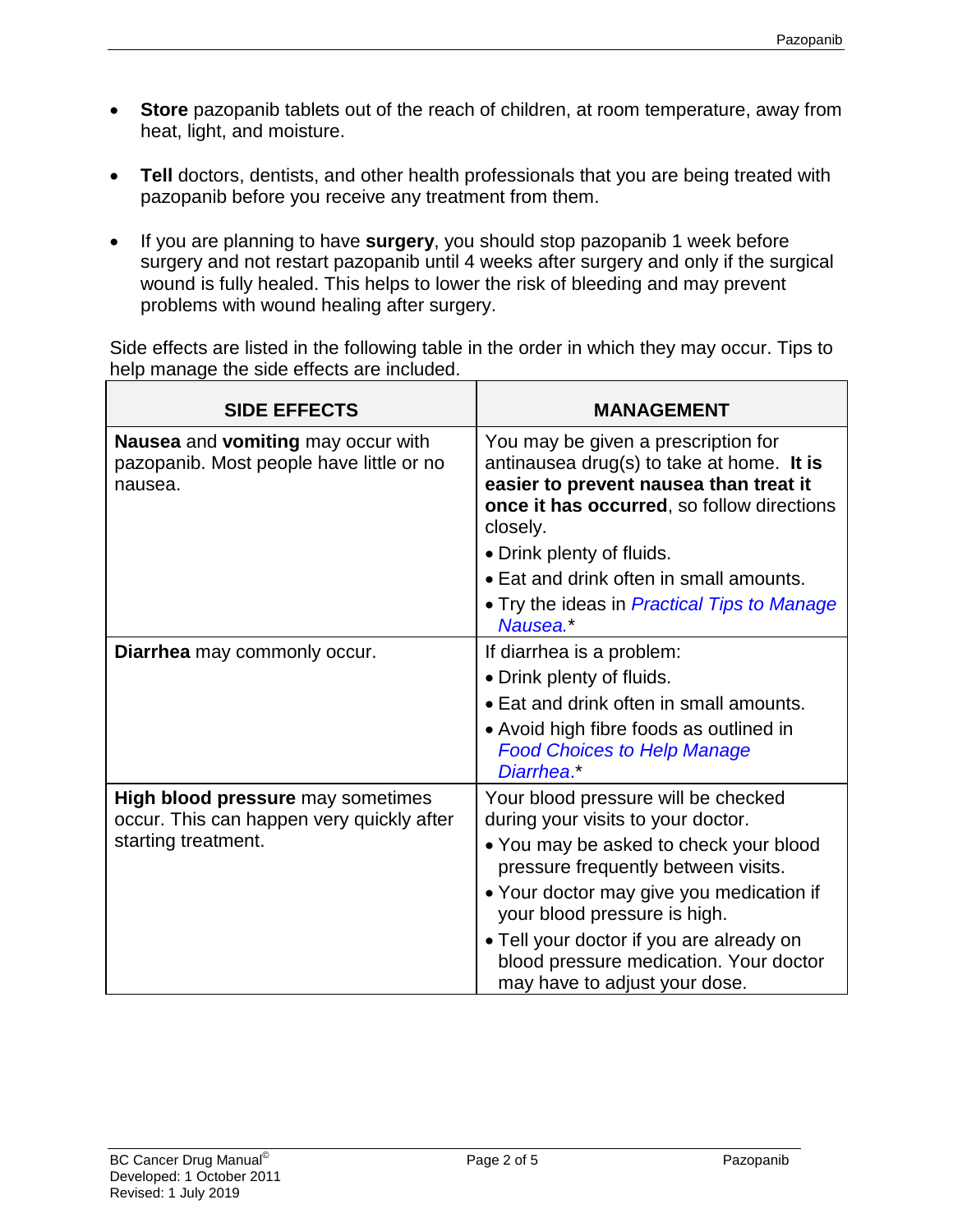- **Store** pazopanib tablets out of the reach of children, at room temperature, away from heat, light, and moisture.

- **Tell** doctors, dentists, and other health professionals that you are being treated with pazopanib before you receive any treatment from them.

- If you are planning to have **surgery**, you should stop pazopanib 1 week before surgery and not restart pazopanib until 4 weeks after surgery and only if the surgical wound is fully healed. This helps to lower the risk of bleeding and may prevent problems with wound healing after surgery.

Side effects are listed in the following table in the order in which they may occur. Tips to help manage the side effects are included.

| SIDE EFFECTS | MANAGEMENT |
|---|---|
| **Nausea** and **vomiting** may occur with pazopanib. Most people have little or no nausea. | You may be given a prescription for antinausea drug(s) to take at home. **It is easier to prevent nausea than treat it once it has occurred**, so follow directions closely.<br>• Drink plenty of fluids.<br>• Eat and drink often in small amounts.<br>• Try the ideas in *Practical Tips to Manage Nausea.*\* |
| **Diarrhea** may commonly occur. | If diarrhea is a problem:<br>• Drink plenty of fluids.<br>• Eat and drink often in small amounts.<br>• Avoid high fibre foods as outlined in *Food Choices to Help Manage Diarrhea*.\* |
| **High blood pressure** may sometimes occur. This can happen very quickly after starting treatment. | Your blood pressure will be checked during your visits to your doctor.<br>• You may be asked to check your blood pressure frequently between visits.<br>• Your doctor may give you medication if your blood pressure is high.<br>• Tell your doctor if you are already on blood pressure medication. Your doctor may have to adjust your dose. |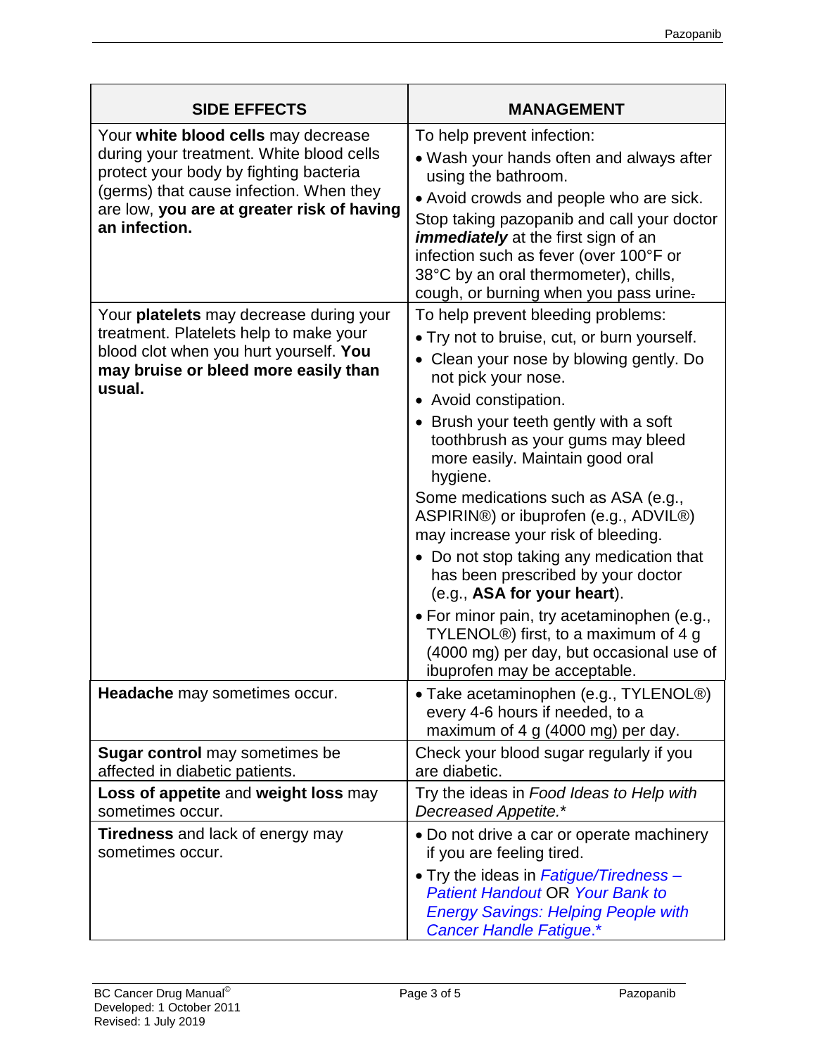| SIDE EFFECTS | MANAGEMENT |
|---|---|
| Your **white blood cells** may decrease during your treatment. White blood cells protect your body by fighting bacteria (germs) that cause infection. When they are low, **you are at greater risk of having an infection.** | To help prevent infection:<br>• Wash your hands often and always after using the bathroom.<br>• Avoid crowds and people who are sick.<br>Stop taking pazopanib and call your doctor ***immediately*** at the first sign of an infection such as fever (over 100°F or 38°C by an oral thermometer), chills, cough, or burning when you pass urine. |
| Your **platelets** may decrease during your treatment. Platelets help to make your blood clot when you hurt yourself. **You may bruise or bleed more easily than usual.** | To help prevent bleeding problems:<br>• Try not to bruise, cut, or burn yourself.<br>• Clean your nose by blowing gently. Do not pick your nose.<br>• Avoid constipation.<br>• Brush your teeth gently with a soft toothbrush as your gums may bleed more easily. Maintain good oral hygiene.<br>Some medications such as ASA (e.g., ASPIRIN®) or ibuprofen (e.g., ADVIL®) may increase your risk of bleeding.<br>• Do not stop taking any medication that has been prescribed by your doctor (e.g., **ASA for your heart**).<br>• For minor pain, try acetaminophen (e.g., TYLENOL®) first, to a maximum of 4 g (4000 mg) per day, but occasional use of ibuprofen may be acceptable. |
| **Headache** may sometimes occur. | • Take acetaminophen (e.g., TYLENOL®) every 4-6 hours if needed, to a maximum of 4 g (4000 mg) per day. |
| **Sugar control** may sometimes be affected in diabetic patients. | Check your blood sugar regularly if you are diabetic. |
| **Loss of appetite** and **weight loss** may sometimes occur. | Try the ideas in *Food Ideas to Help with Decreased Appetite.** |
| **Tiredness** and lack of energy may sometimes occur. | • Do not drive a car or operate machinery if you are feeling tired.<br>• Try the ideas in *Fatigue/Tiredness – Patient Handout* OR *Your Bank to Energy Savings: Helping People with Cancer Handle Fatigue.** |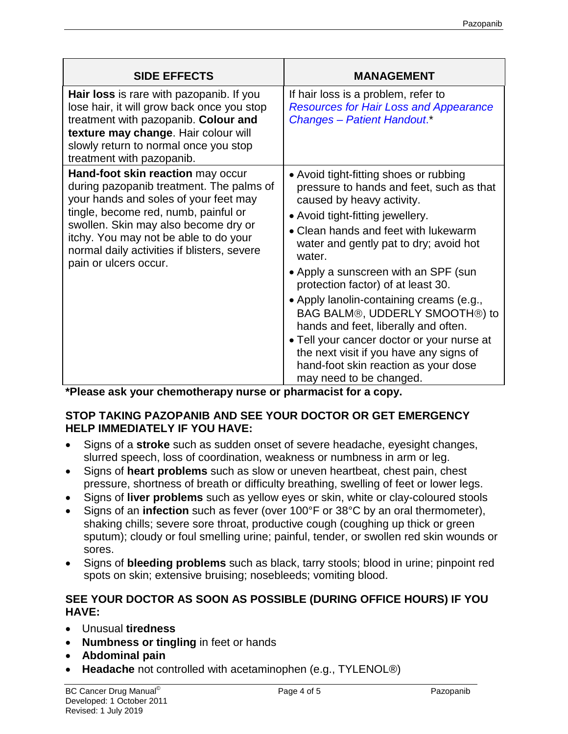| SIDE EFFECTS | MANAGEMENT |
|---|---|
| **Hair loss** is rare with pazopanib. If you lose hair, it will grow back once you stop treatment with pazopanib. **Colour and texture may change**. Hair colour will slowly return to normal once you stop treatment with pazopanib. | If hair loss is a problem, refer to *Resources for Hair Loss and Appearance Changes – Patient Handout*.* |
| **Hand-foot skin reaction** may occur during pazopanib treatment. The palms of your hands and soles of your feet may tingle, become red, numb, painful or swollen. Skin may also become dry or itchy. You may not be able to do your normal daily activities if blisters, severe pain or ulcers occur. | • Avoid tight-fitting shoes or rubbing pressure to hands and feet, such as that caused by heavy activity.<br>• Avoid tight-fitting jewellery.<br>• Clean hands and feet with lukewarm water and gently pat to dry; avoid hot water.<br>• Apply a sunscreen with an SPF (sun protection factor) of at least 30.<br>• Apply lanolin-containing creams (e.g., BAG BALM®, UDDERLY SMOOTH®) to hands and feet, liberally and often.<br>• Tell your cancer doctor or your nurse at the next visit if you have any signs of hand-foot skin reaction as your dose may need to be changed. |

**\*Please ask your chemotherapy nurse or pharmacist for a copy.**

**STOP TAKING PAZOPANIB AND SEE YOUR DOCTOR OR GET EMERGENCY HELP IMMEDIATELY IF YOU HAVE:**

- Signs of a **stroke** such as sudden onset of severe headache, eyesight changes, slurred speech, loss of coordination, weakness or numbness in arm or leg.
- Signs of **heart problems** such as slow or uneven heartbeat, chest pain, chest pressure, shortness of breath or difficulty breathing, swelling of feet or lower legs.
- Signs of **liver problems** such as yellow eyes or skin, white or clay-coloured stools
- Signs of an **infection** such as fever (over 100°F or 38°C by an oral thermometer), shaking chills; severe sore throat, productive cough (coughing up thick or green sputum); cloudy or foul smelling urine; painful, tender, or swollen red skin wounds or sores.
- Signs of **bleeding problems** such as black, tarry stools; blood in urine; pinpoint red spots on skin; extensive bruising; nosebleeds; vomiting blood.

**SEE YOUR DOCTOR AS SOON AS POSSIBLE (DURING OFFICE HOURS) IF YOU HAVE:**

- Unusual **tiredness**
- **Numbness or tingling** in feet or hands
- **Abdominal pain**
- **Headache** not controlled with acetaminophen (e.g., TYLENOL®)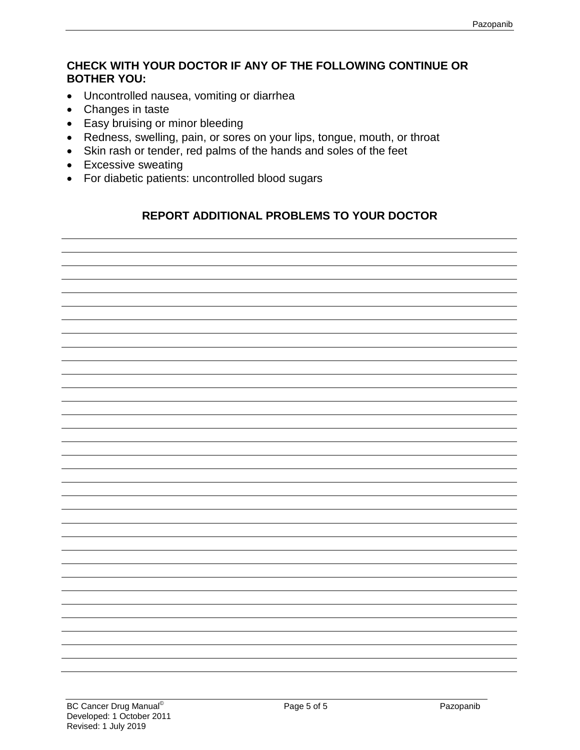**CHECK WITH YOUR DOCTOR IF ANY OF THE FOLLOWING CONTINUE OR BOTHER YOU:**

- Uncontrolled nausea, vomiting or diarrhea
- Changes in taste
- Easy bruising or minor bleeding
- Redness, swelling, pain, or sores on your lips, tongue, mouth, or throat
- Skin rash or tender, red palms of the hands and soles of the feet
- Excessive sweating
- For diabetic patients: uncontrolled blood sugars

**REPORT ADDITIONAL PROBLEMS TO YOUR DOCTOR**

Developed: 1 October 2011
Revised: 1 July 2019